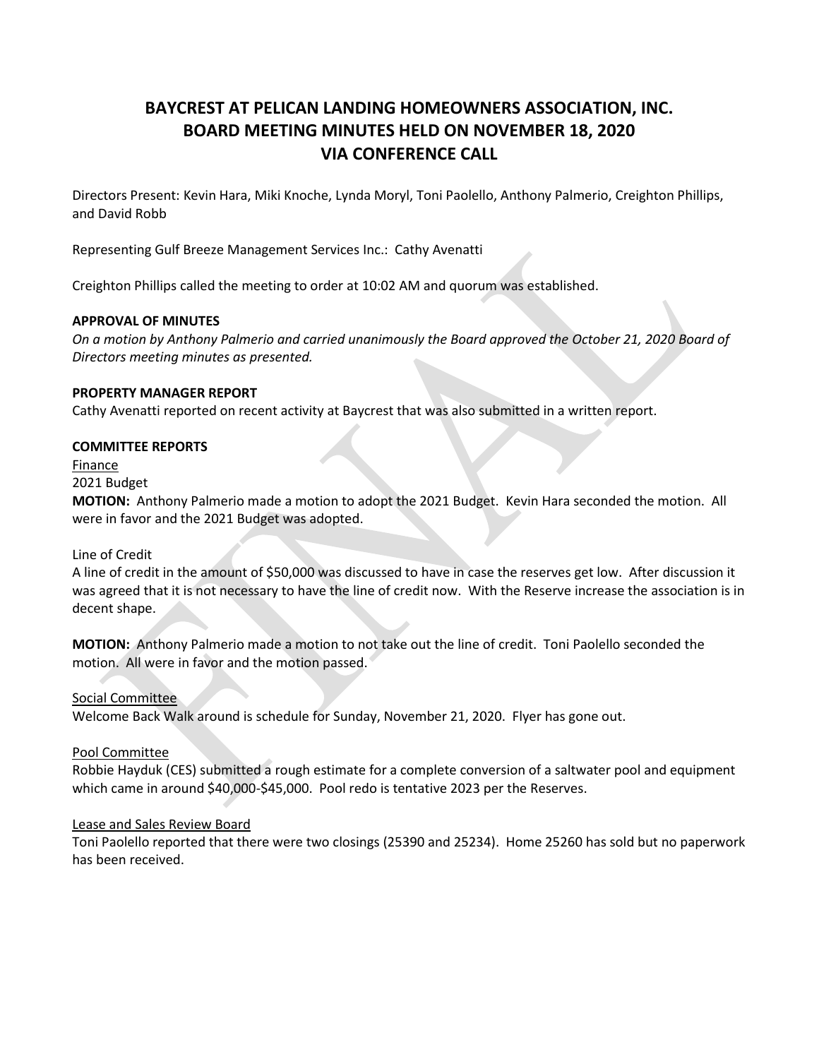# BAYCREST AT PELICAN LANDING HOMEOWNERS ASSOCIATION, INC.
# BOARD MEETING MINUTES HELD ON NOVEMBER 18, 2020
# VIA CONFERENCE CALL

Directors Present: Kevin Hara, Miki Knoche, Lynda Moryl, Toni Paolello, Anthony Palmerio, Creighton Phillips, and David Robb

Representing Gulf Breeze Management Services Inc.: Cathy Avenatti

Creighton Phillips called the meeting to order at 10:02 AM and quorum was established.

**APPROVAL OF MINUTES**

*On a motion by Anthony Palmerio and carried unanimously the Board approved the October 21, 2020 Board of Directors meeting minutes as presented.*

**PROPERTY MANAGER REPORT**

Cathy Avenatti reported on recent activity at Baycrest that was also submitted in a written report.

**COMMITTEE REPORTS**

<u>Finance</u>

2021 Budget

**MOTION:** Anthony Palmerio made a motion to adopt the 2021 Budget. Kevin Hara seconded the motion. All were in favor and the 2021 Budget was adopted.

Line of Credit

A line of credit in the amount of $50,000 was discussed to have in case the reserves get low. After discussion it was agreed that it is not necessary to have the line of credit now. With the Reserve increase the association is in decent shape.

**MOTION:** Anthony Palmerio made a motion to not take out the line of credit. Toni Paolello seconded the motion. All were in favor and the motion passed.

<u>Social Committee</u>

Welcome Back Walk around is schedule for Sunday, November 21, 2020. Flyer has gone out.

<u>Pool Committee</u>

Robbie Hayduk (CES) submitted a rough estimate for a complete conversion of a saltwater pool and equipment which came in around $40,000-$45,000. Pool redo is tentative 2023 per the Reserves.

<u>Lease and Sales Review Board</u>

Toni Paolello reported that there were two closings (25390 and 25234). Home 25260 has sold but no paperwork has been received.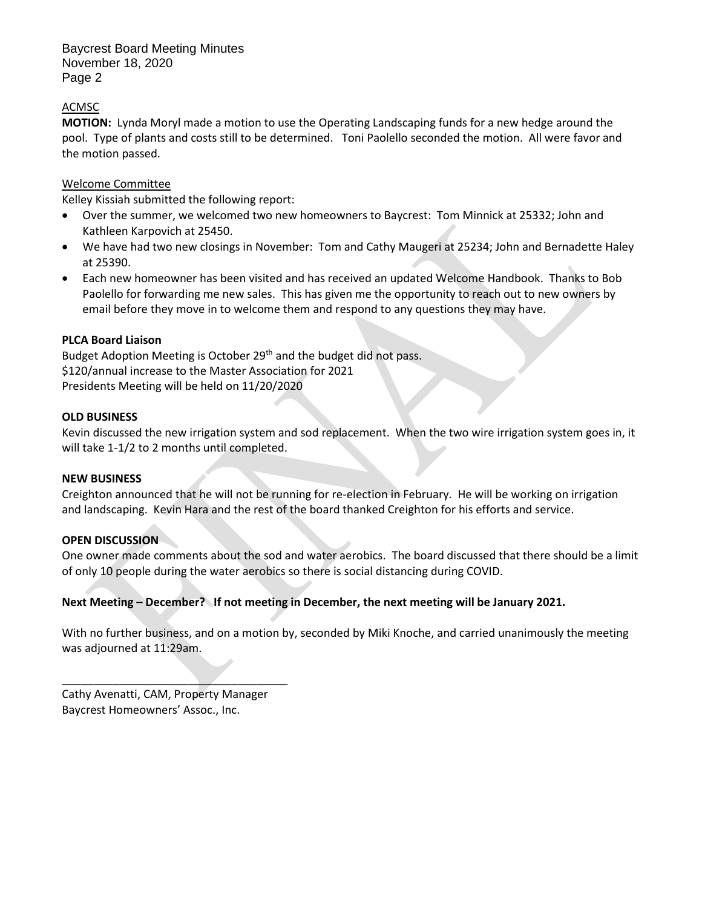## ACMSC

**MOTION:** Lynda Moryl made a motion to use the Operating Landscaping funds for a new hedge around the pool. Type of plants and costs still to be determined. Toni Paolello seconded the motion. All were favor and the motion passed.

## Welcome Committee

Kelley Kissiah submitted the following report:

- Over the summer, we welcomed two new homeowners to Baycrest: Tom Minnick at 25332; John and Kathleen Karpovich at 25450.
- We have had two new closings in November: Tom and Cathy Maugeri at 25234; John and Bernadette Haley at 25390.
- Each new homeowner has been visited and has received an updated Welcome Handbook. Thanks to Bob Paolello for forwarding me new sales. This has given me the opportunity to reach out to new owners by email before they move in to welcome them and respond to any questions they may have.

**PLCA Board Liaison**

Budget Adoption Meeting is October 29th and the budget did not pass.
$120/annual increase to the Master Association for 2021
Presidents Meeting will be held on 11/20/2020

**OLD BUSINESS**

Kevin discussed the new irrigation system and sod replacement. When the two wire irrigation system goes in, it will take 1-1/2 to 2 months until completed.

**NEW BUSINESS**

Creighton announced that he will not be running for re-election in February. He will be working on irrigation and landscaping. Kevin Hara and the rest of the board thanked Creighton for his efforts and service.

**OPEN DISCUSSION**

One owner made comments about the sod and water aerobics. The board discussed that there should be a limit of only 10 people during the water aerobics so there is social distancing during COVID.

**Next Meeting – December? If not meeting in December, the next meeting will be January 2021.**

With no further business, and on a motion by, seconded by Miki Knoche, and carried unanimously the meeting was adjourned at 11:29am.

\_\_\_\_\_\_\_\_\_\_\_\_\_\_\_\_\_\_\_\_\_\_\_\_\_\_\_\_\_\_\_\_\_\_\_\_

Cathy Avenatti, CAM, Property Manager
Baycrest Homeowners' Assoc., Inc.